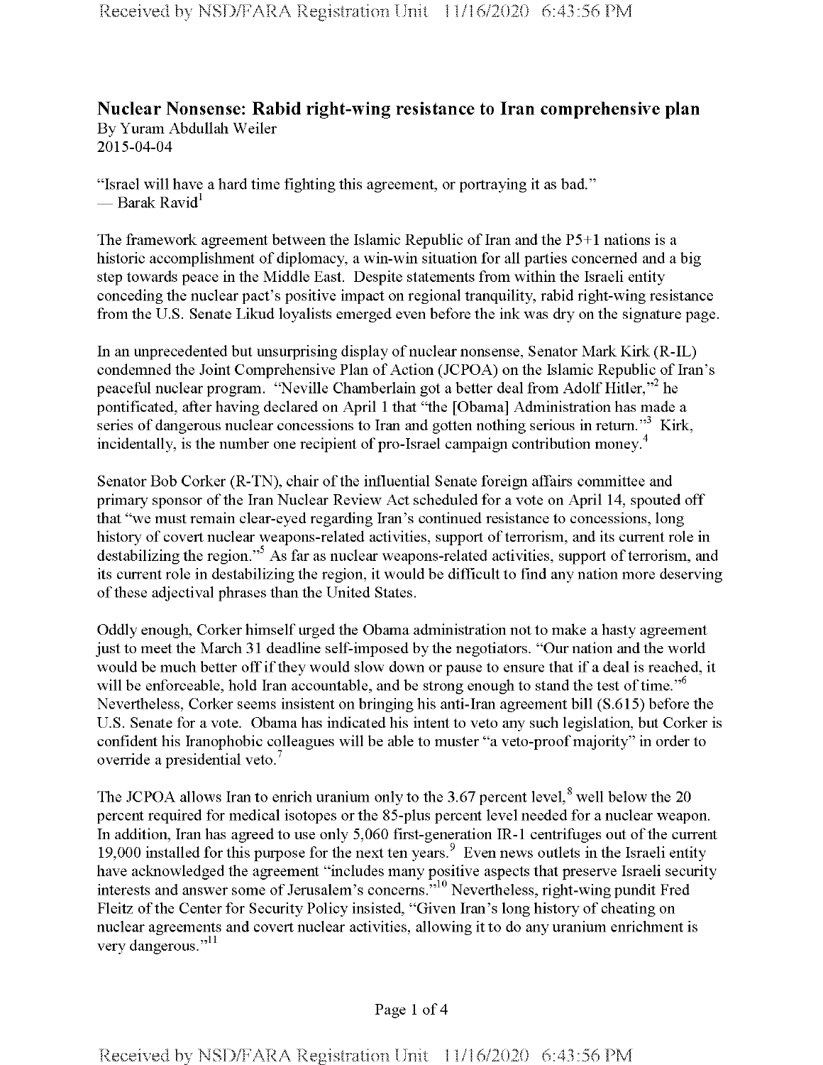## Nuclear Nonsense: Rabid right-wing resistance to Iran comprehensive plan

By Yuram Abdullah Weiler
2015-04-04

"Israel will have a hard time fighting this agreement, or portraying it as bad."
— Barak Ravid[1]

The framework agreement between the Islamic Republic of Iran and the P5+1 nations is a historic accomplishment of diplomacy, a win-win situation for all parties concerned and a big step towards peace in the Middle East. Despite statements from within the Israeli entity conceding the nuclear pact's positive impact on regional tranquility, rabid right-wing resistance from the U.S. Senate Likud loyalists emerged even before the ink was dry on the signature page.

In an unprecedented but unsurprising display of nuclear nonsense, Senator Mark Kirk (R-IL) condemned the Joint Comprehensive Plan of Action (JCPOA) on the Islamic Republic of Iran's peaceful nuclear program. "Neville Chamberlain got a better deal from Adolf Hitler,"[2] he pontificated, after having declared on April 1 that "the [Obama] Administration has made a series of dangerous nuclear concessions to Iran and gotten nothing serious in return."[3] Kirk, incidentally, is the number one recipient of pro-Israel campaign contribution money.[4]

Senator Bob Corker (R-TN), chair of the influential Senate foreign affairs committee and primary sponsor of the Iran Nuclear Review Act scheduled for a vote on April 14, spouted off that "we must remain clear-eyed regarding Iran's continued resistance to concessions, long history of covert nuclear weapons-related activities, support of terrorism, and its current role in destabilizing the region."[5] As far as nuclear weapons-related activities, support of terrorism, and its current role in destabilizing the region, it would be difficult to find any nation more deserving of these adjectival phrases than the United States.

Oddly enough, Corker himself urged the Obama administration not to make a hasty agreement just to meet the March 31 deadline self-imposed by the negotiators. "Our nation and the world would be much better off if they would slow down or pause to ensure that if a deal is reached, it will be enforceable, hold Iran accountable, and be strong enough to stand the test of time."[6] Nevertheless, Corker seems insistent on bringing his anti-Iran agreement bill (S.615) before the U.S. Senate for a vote. Obama has indicated his intent to veto any such legislation, but Corker is confident his Iranophobic colleagues will be able to muster "a veto-proof majority" in order to override a presidential veto.[7]

The JCPOA allows Iran to enrich uranium only to the 3.67 percent level,[8] well below the 20 percent required for medical isotopes or the 85-plus percent level needed for a nuclear weapon. In addition, Iran has agreed to use only 5,060 first-generation IR-1 centrifuges out of the current 19,000 installed for this purpose for the next ten years.[9] Even news outlets in the Israeli entity have acknowledged the agreement "includes many positive aspects that preserve Israeli security interests and answer some of Jerusalem's concerns."[10] Nevertheless, right-wing pundit Fred Fleitz of the Center for Security Policy insisted, "Given Iran's long history of cheating on nuclear agreements and covert nuclear activities, allowing it to do any uranium enrichment is very dangerous."[11]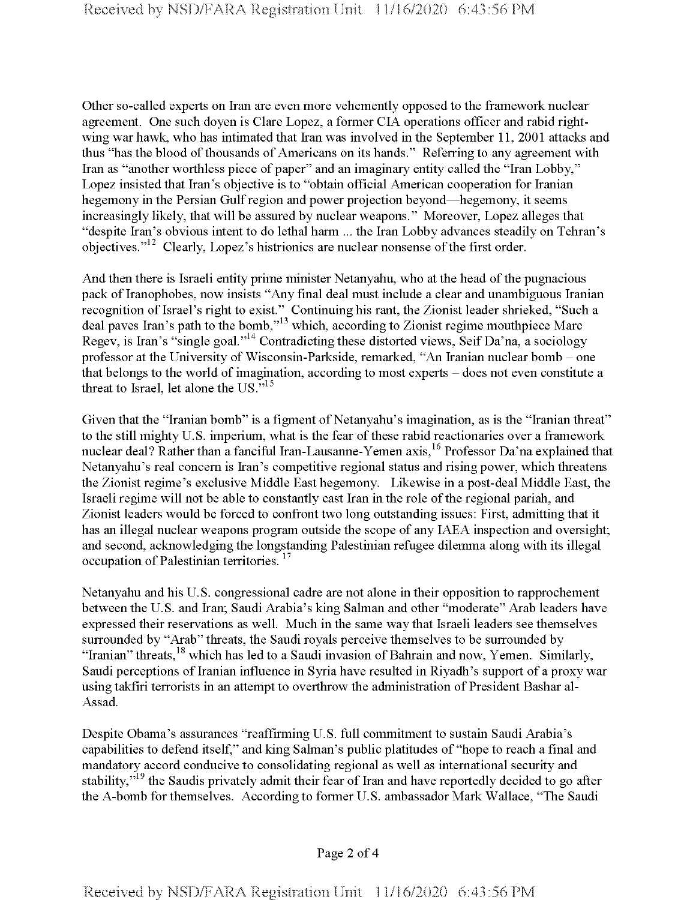Other so-called experts on Iran are even more vehemently opposed to the framework nuclear agreement. One such doyen is Clare Lopez, a former CIA operations officer and rabid right-wing war hawk, who has intimated that Iran was involved in the September 11, 2001 attacks and thus "has the blood of thousands of Americans on its hands." Referring to any agreement with Iran as "another worthless piece of paper" and an imaginary entity called the "Iran Lobby," Lopez insisted that Iran's objective is to "obtain official American cooperation for Iranian hegemony in the Persian Gulf region and power projection beyond—hegemony, it seems increasingly likely, that will be assured by nuclear weapons." Moreover, Lopez alleges that "despite Iran's obvious intent to do lethal harm ... the Iran Lobby advances steadily on Tehran's objectives."[12] Clearly, Lopez's histrionics are nuclear nonsense of the first order.

And then there is Israeli entity prime minister Netanyahu, who at the head of the pugnacious pack of Iranophobes, now insists "Any final deal must include a clear and unambiguous Iranian recognition of Israel's right to exist." Continuing his rant, the Zionist leader shrieked, "Such a deal paves Iran's path to the bomb,"[13] which, according to Zionist regime mouthpiece Marc Regev, is Iran's "single goal."[14] Contradicting these distorted views, Seif Da'na, a sociology professor at the University of Wisconsin-Parkside, remarked, "An Iranian nuclear bomb – one that belongs to the world of imagination, according to most experts – does not even constitute a threat to Israel, let alone the US."[15]

Given that the "Iranian bomb" is a figment of Netanyahu's imagination, as is the "Iranian threat" to the still mighty U.S. imperium, what is the fear of these rabid reactionaries over a framework nuclear deal? Rather than a fanciful Iran-Lausanne-Yemen axis,[16] Professor Da'na explained that Netanyahu's real concern is Iran's competitive regional status and rising power, which threatens the Zionist regime's exclusive Middle East hegemony. Likewise in a post-deal Middle East, the Israeli regime will not be able to constantly cast Iran in the role of the regional pariah, and Zionist leaders would be forced to confront two long outstanding issues: First, admitting that it has an illegal nuclear weapons program outside the scope of any IAEA inspection and oversight; and second, acknowledging the longstanding Palestinian refugee dilemma along with its illegal occupation of Palestinian territories.[17]

Netanyahu and his U.S. congressional cadre are not alone in their opposition to rapprochement between the U.S. and Iran; Saudi Arabia's king Salman and other "moderate" Arab leaders have expressed their reservations as well. Much in the same way that Israeli leaders see themselves surrounded by "Arab" threats, the Saudi royals perceive themselves to be surrounded by "Iranian" threats,[18] which has led to a Saudi invasion of Bahrain and now, Yemen. Similarly, Saudi perceptions of Iranian influence in Syria have resulted in Riyadh's support of a proxy war using takfiri terrorists in an attempt to overthrow the administration of President Bashar al-Assad.

Despite Obama's assurances "reaffirming U.S. full commitment to sustain Saudi Arabia's capabilities to defend itself," and king Salman's public platitudes of "hope to reach a final and mandatory accord conducive to consolidating regional as well as international security and stability,"[19] the Saudis privately admit their fear of Iran and have reportedly decided to go after the A-bomb for themselves. According to former U.S. ambassador Mark Wallace, "The Saudi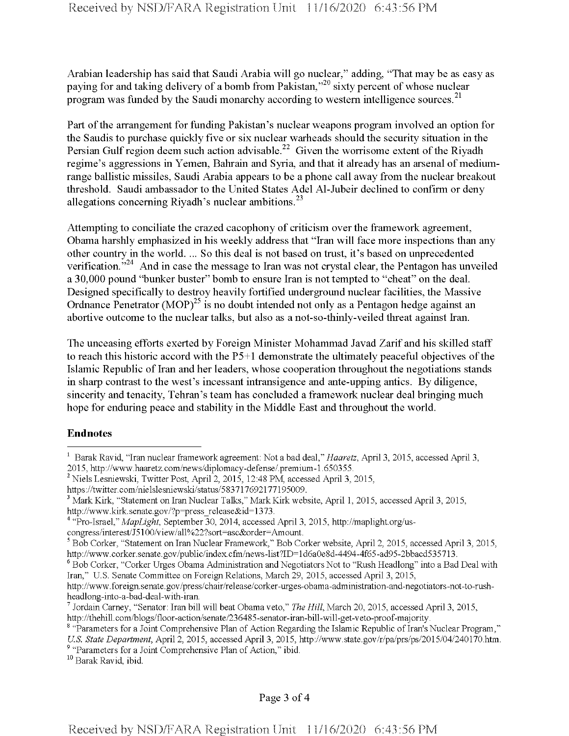Arabian leadership has said that Saudi Arabia will go nuclear," adding, "That may be as easy as paying for and taking delivery of a bomb from Pakistan,"[20] sixty percent of whose nuclear program was funded by the Saudi monarchy according to western intelligence sources.[21]

Part of the arrangement for funding Pakistan's nuclear weapons program involved an option for the Saudis to purchase quickly five or six nuclear warheads should the security situation in the Persian Gulf region deem such action advisable.[22] Given the worrisome extent of the Riyadh regime's aggressions in Yemen, Bahrain and Syria, and that it already has an arsenal of medium-range ballistic missiles, Saudi Arabia appears to be a phone call away from the nuclear breakout threshold. Saudi ambassador to the United States Adel Al-Jubeir declined to confirm or deny allegations concerning Riyadh's nuclear ambitions.[23]

Attempting to conciliate the crazed cacophony of criticism over the framework agreement, Obama harshly emphasized in his weekly address that "Iran will face more inspections than any other country in the world. ... So this deal is not based on trust, it's based on unprecedented verification."[24] And in case the message to Iran was not crystal clear, the Pentagon has unveiled a 30,000 pound "bunker buster" bomb to ensure Iran is not tempted to "cheat" on the deal. Designed specifically to destroy heavily fortified underground nuclear facilities, the Massive Ordnance Penetrator (MOP)[25] is no doubt intended not only as a Pentagon hedge against an abortive outcome to the nuclear talks, but also as a not-so-thinly-veiled threat against Iran.

The unceasing efforts exerted by Foreign Minister Mohammad Javad Zarif and his skilled staff to reach this historic accord with the P5+1 demonstrate the ultimately peaceful objectives of the Islamic Republic of Iran and her leaders, whose cooperation throughout the negotiations stands in sharp contrast to the west's incessant intransigence and ante-upping antics. By diligence, sincerity and tenacity, Tehran's team has concluded a framework nuclear deal bringing much hope for enduring peace and stability in the Middle East and throughout the world.

**Endnotes**

[1] Barak Ravid, "Iran nuclear framework agreement: Not a bad deal," *Haaretz*, April 3, 2015, accessed April 3, 2015, http://www.haaretz.com/news/diplomacy-defense/.premium-1.650355.

[2] Niels Lesniewski, Twitter Post, April 2, 2015, 12:48 PM, accessed April 3, 2015, https://twitter.com/nielslesniewski/status/583717692177195009.

[3] Mark Kirk, "Statement on Iran Nuclear Talks," Mark Kirk website, April 1, 2015, accessed April 3, 2015, http://www.kirk.senate.gov/?p=press_release&id=1373.

[4] "Pro-Israel," *MapLight*, September 30, 2014, accessed April 3, 2015, http://maplight.org/us-congress/interest/J5100/view/all%22?sort=asc&order=Amount.

[5] Bob Corker, "Statement on Iran Nuclear Framework," Bob Corker website, April 2, 2015, accessed April 3, 2015, http://www.corker.senate.gov/public/index.cfm/news-list?ID=1d6a0e8d-4494-4f65-ad95-2bbacd535713.

[6] Bob Corker, "Corker Urges Obama Administration and Negotiators Not to "Rush Headlong" into a Bad Deal with Iran," U.S. Senate Committee on Foreign Relations, March 29, 2015, accessed April 3, 2015, http://www.foreign.senate.gov/press/chair/release/corker-urges-obama-administration-and-negotiators-not-to-rush-headlong-into-a-bad-deal-with-iran.

[7] Jordain Carney, "Senator: Iran bill will beat Obama veto," *The Hill*, March 20, 2015, accessed April 3, 2015, http://thehill.com/blogs/floor-action/senate/236485-senator-iran-bill-will-get-veto-proof-majority.

[8] "Parameters for a Joint Comprehensive Plan of Action Regarding the Islamic Republic of Iran's Nuclear Program," *U.S. State Department*, April 2, 2015, accessed April 3, 2015, http://www.state.gov/r/pa/prs/ps/2015/04/240170.htm.

[9] "Parameters for a Joint Comprehensive Plan of Action," ibid.

[10] Barak Ravid, ibid.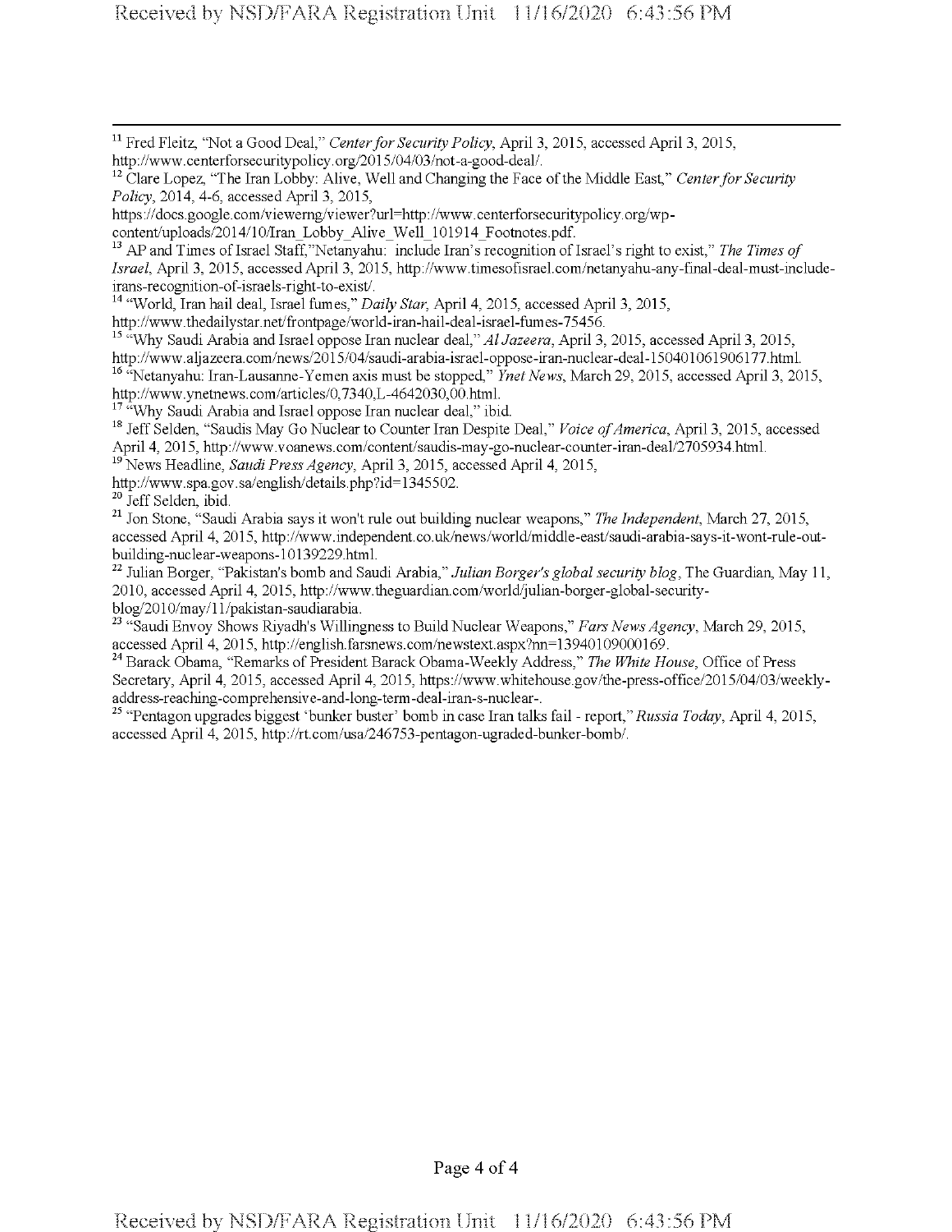[11] Fred Fleitz, "Not a Good Deal," *Center for Security Policy*, April 3, 2015, accessed April 3, 2015, http://www.centerforsecuritypolicy.org/2015/04/03/not-a-good-deal/.

[12] Clare Lopez, "The Iran Lobby: Alive, Well and Changing the Face of the Middle East," *Center for Security Policy*, 2014, 4-6, accessed April 3, 2015, https://docs.google.com/viewerng/viewer?url=http://www.centerforsecuritypolicy.org/wp-content/uploads/2014/10/Iran_Lobby_Alive_Well_101914_Footnotes.pdf.

[13] AP and Times of Israel Staff,"Netanyahu: include Iran's recognition of Israel's right to exist," *The Times of Israel*, April 3, 2015, accessed April 3, 2015, http://www.timesofisrael.com/netanyahu-any-final-deal-must-include-irans-recognition-of-israels-right-to-exist/.

[14] "World, Iran hail deal, Israel fumes," *Daily Star*, April 4, 2015, accessed April 3, 2015, http://www.thedailystar.net/frontpage/world-iran-hail-deal-israel-fumes-75456.

[15] "Why Saudi Arabia and Israel oppose Iran nuclear deal," *Al Jazeera*, April 3, 2015, accessed April 3, 2015, http://www.aljazeera.com/news/2015/04/saudi-arabia-israel-oppose-iran-nuclear-deal-150401061906177.html.

[16] "Netanyahu: Iran-Lausanne-Yemen axis must be stopped," *Ynet News*, March 29, 2015, accessed April 3, 2015, http://www.ynetnews.com/articles/0,7340,L-4642030,00.html.

[17] "Why Saudi Arabia and Israel oppose Iran nuclear deal," ibid.

[18] Jeff Selden, "Saudis May Go Nuclear to Counter Iran Despite Deal," *Voice of America*, April 3, 2015, accessed April 4, 2015, http://www.voanews.com/content/saudis-may-go-nuclear-counter-iran-deal/2705934.html.

[19] News Headline, *Saudi Press Agency*, April 3, 2015, accessed April 4, 2015, http://www.spa.gov.sa/english/details.php?id=1345502.

[20] Jeff Selden, ibid.

[21] Jon Stone, "Saudi Arabia says it won't rule out building nuclear weapons," *The Independent*, March 27, 2015, accessed April 4, 2015, http://www.independent.co.uk/news/world/middle-east/saudi-arabia-says-it-wont-rule-out-building-nuclear-weapons-10139229.html.

[22] Julian Borger, "Pakistan's bomb and Saudi Arabia," *Julian Borger's global security blog*, The Guardian, May 11, 2010, accessed April 4, 2015, http://www.theguardian.com/world/julian-borger-global-security-blog/2010/may/11/pakistan-saudiarabia.

[23] "Saudi Envoy Shows Riyadh's Willingness to Build Nuclear Weapons," *Fars News Agency*, March 29, 2015, accessed April 4, 2015, http://english.farsnews.com/newstext.aspx?nn=13940109000169.

[24] Barack Obama, "Remarks of President Barack Obama-Weekly Address," *The White House*, Office of Press Secretary, April 4, 2015, accessed April 4, 2015, https://www.whitehouse.gov/the-press-office/2015/04/03/weekly-address-reaching-comprehensive-and-long-term-deal-iran-s-nuclear-.

[25] "Pentagon upgrades biggest 'bunker buster' bomb in case Iran talks fail - report," *Russia Today*, April 4, 2015, accessed April 4, 2015, http://rt.com/usa/246753-pentagon-ugraded-bunker-bomb/.